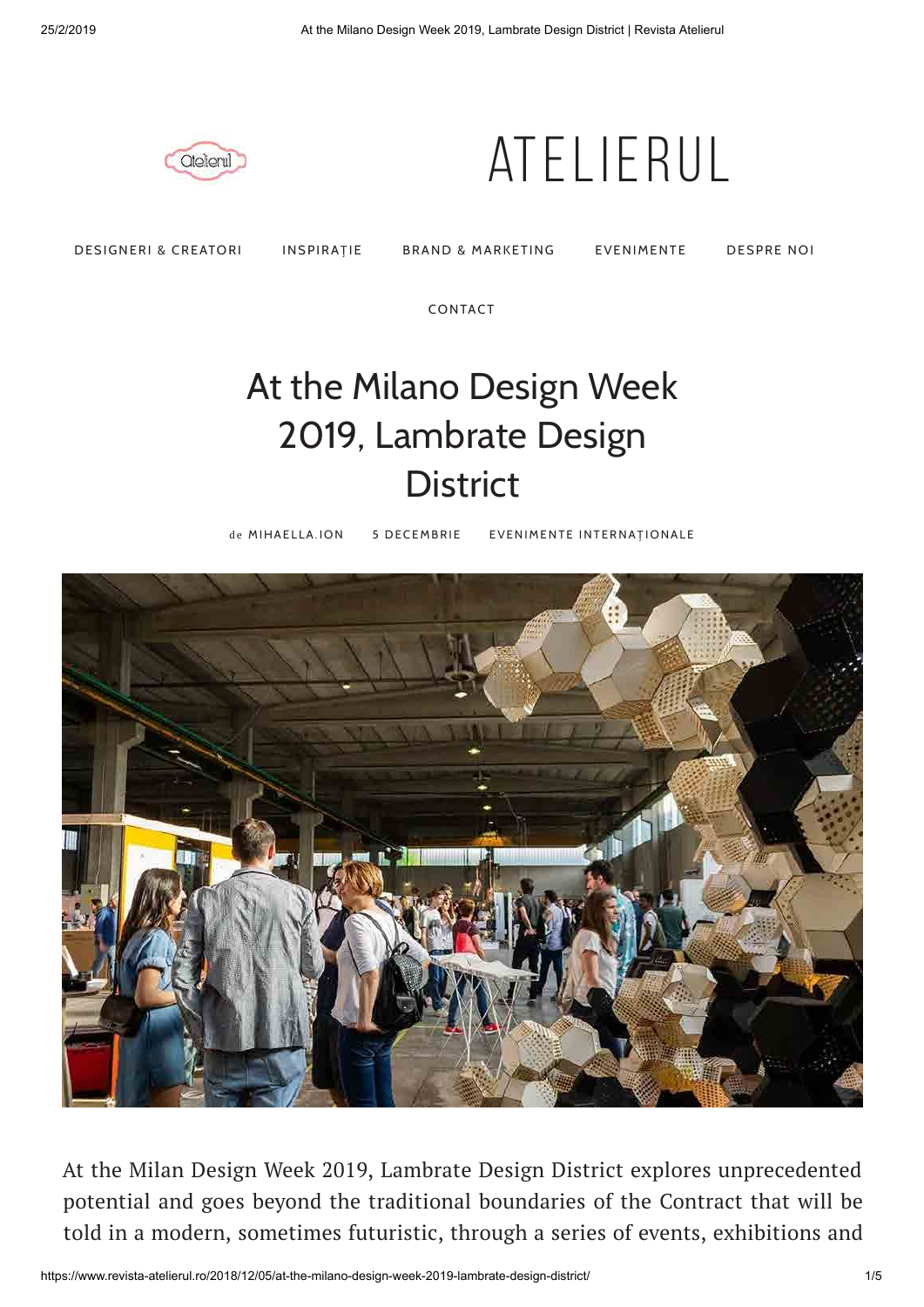# ATELIERUL

DESIGNERI & CREATORI INSPIRAȚIE BRAND & MARKETING EVENIMENTE DESPRE NOI

CONTACT

# At the Milano Design Week 2019, Lambrate Design District

de MIHAELLA.ION 5 DECEMBRIE EVENIMENTE INTERNAȚIONALE

At the Milan Design Week 2019, Lambrate Design District explores unprecedented potential and goes beyond the traditional boundaries of the Contract that will be told in a modern, sometimes futuristic, through a series of events, exhibitions and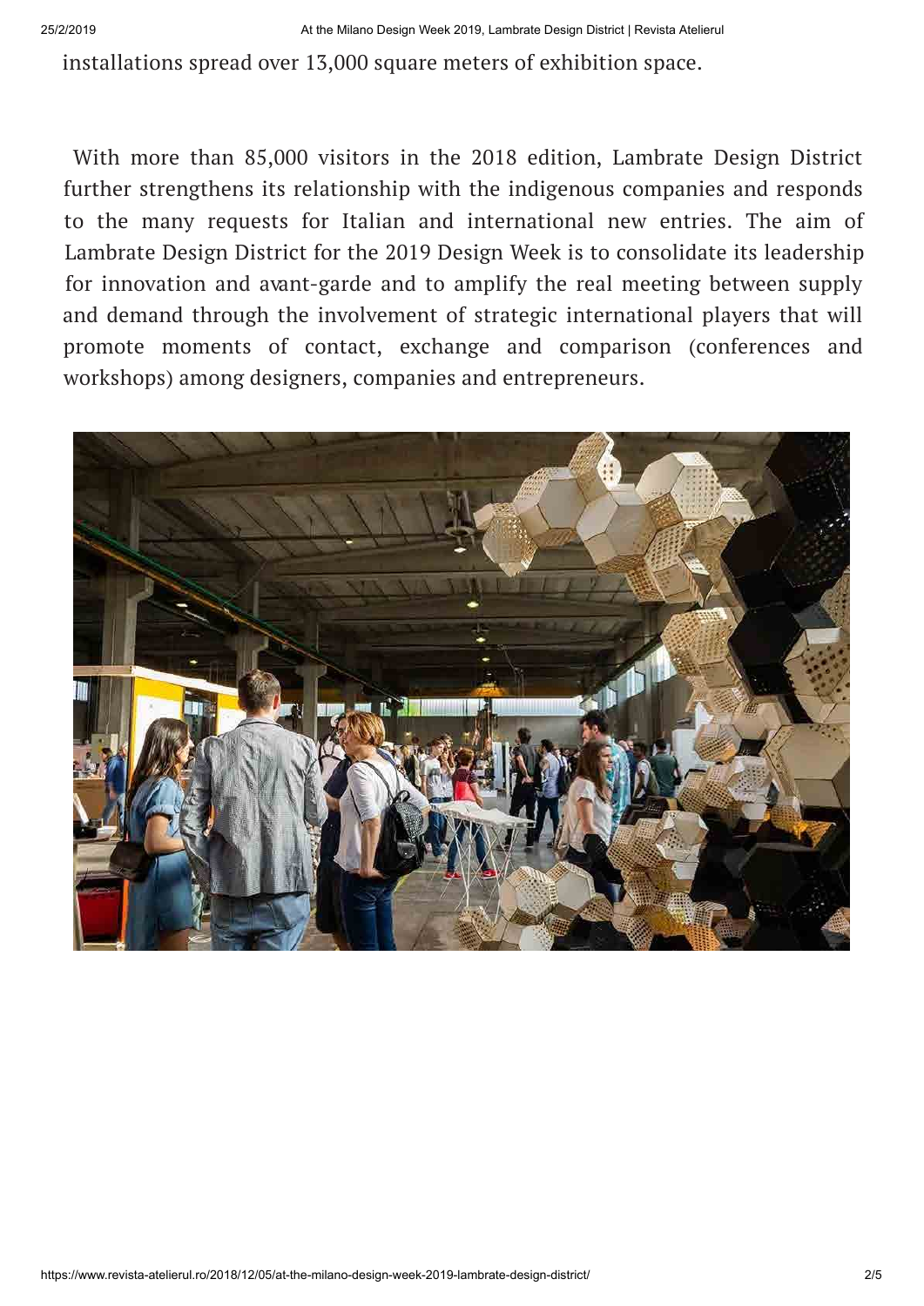installations spread over 13,000 square meters of exhibition space.

With more than 85,000 visitors in the 2018 edition, Lambrate Design District further strengthens its relationship with the indigenous companies and responds to the many requests for Italian and international new entries. The aim of Lambrate Design District for the 2019 Design Week is to consolidate its leadership for innovation and avant-garde and to amplify the real meeting between supply and demand through the involvement of strategic international players that will promote moments of contact, exchange and comparison (conferences and workshops) among designers, companies and entrepreneurs.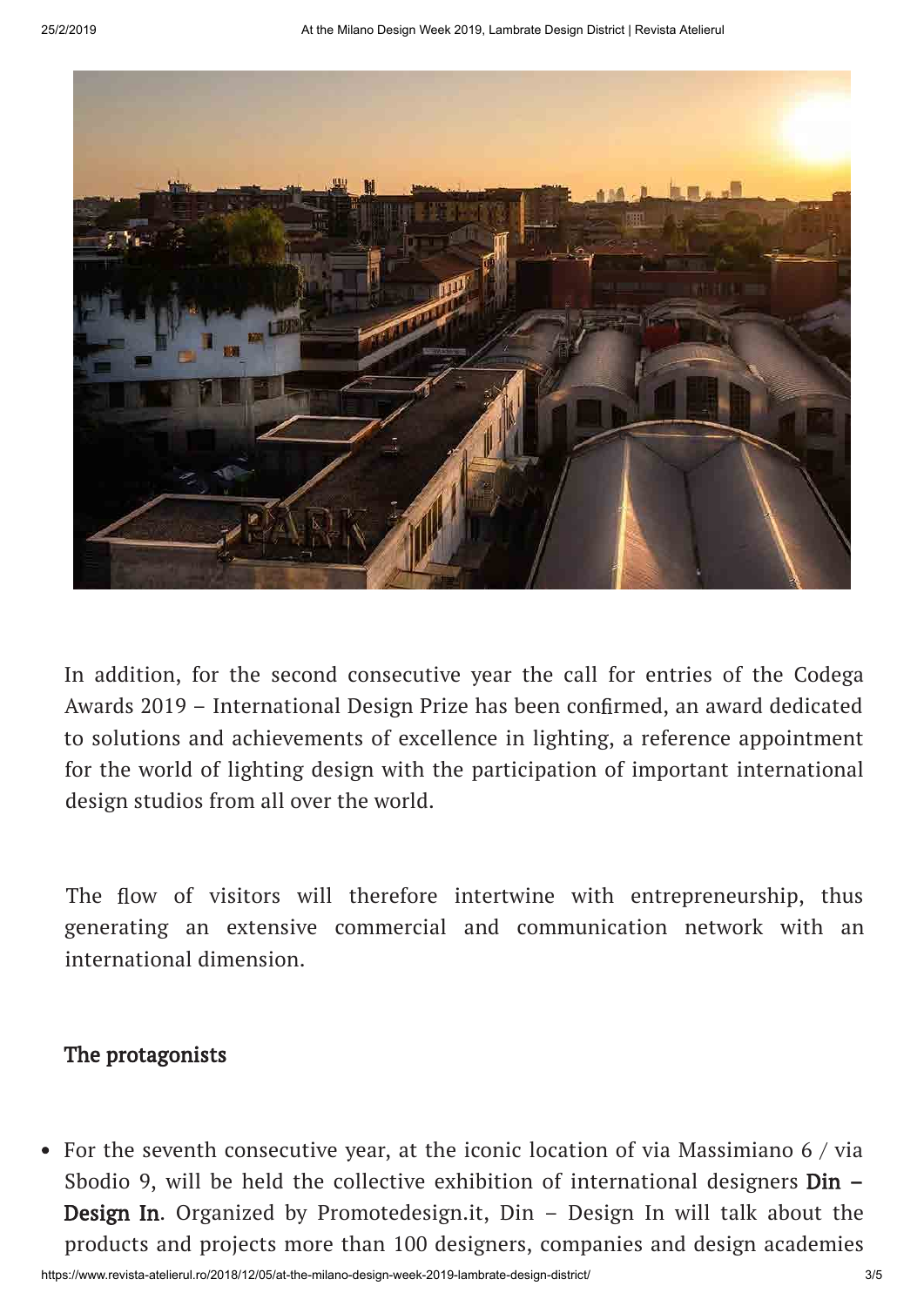In addition, for the second consecutive year the call for entries of the Codega Awards 2019 – International Design Prize has been confirmed, an award dedicated to solutions and achievements of excellence in lighting, a reference appointment for the world of lighting design with the participation of important international design studios from all over the world.

The flow of visitors will therefore intertwine with entrepreneurship, thus generating an extensive commercial and communication network with an international dimension.

## The protagonists

- For the seventh consecutive year, at the iconic location of via Massimiano 6 / via Sbodio 9, will be held the collective exhibition of international designers **Din – Design In**. Organized by Promotedesign.it, Din – Design In will talk about the products and projects more than 100 designers, companies and design academies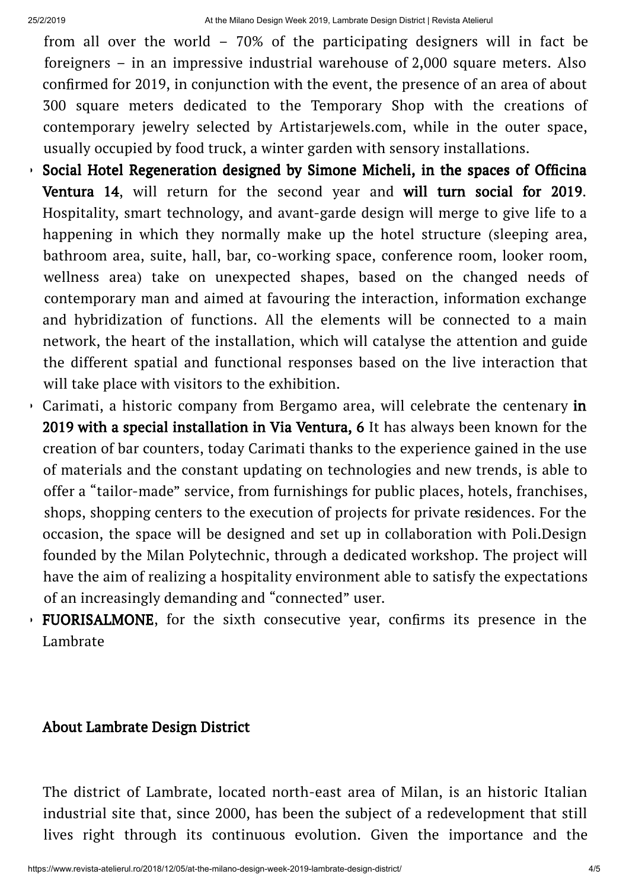from all over the world – 70% of the participating designers will in fact be foreigners – in an impressive industrial warehouse of 2,000 square meters. Also confirmed for 2019, in conjunction with the event, the presence of an area of about 300 square meters dedicated to the Temporary Shop with the creations of contemporary jewelry selected by Artistarjewels.com, while in the outer space, usually occupied by food truck, a winter garden with sensory installations.

- **Social Hotel Regeneration designed by Simone Micheli, in the spaces of Officina Ventura 14**, will return for the second year and **will turn social for 2019**. Hospitality, smart technology, and avant-garde design will merge to give life to a happening in which they normally make up the hotel structure (sleeping area, bathroom area, suite, hall, bar, co-working space, conference room, looker room, wellness area) take on unexpected shapes, based on the changed needs of contemporary man and aimed at favouring the interaction, information exchange and hybridization of functions. All the elements will be connected to a main network, the heart of the installation, which will catalyse the attention and guide the different spatial and functional responses based on the live interaction that will take place with visitors to the exhibition.
- Carimati, a historic company from Bergamo area, will celebrate the centenary **in 2019 with a special installation in Via Ventura, 6** It has always been known for the creation of bar counters, today Carimati thanks to the experience gained in the use of materials and the constant updating on technologies and new trends, is able to offer a "tailor-made" service, from furnishings for public places, hotels, franchises, shops, shopping centers to the execution of projects for private residences. For the occasion, the space will be designed and set up in collaboration with Poli.Design founded by the Milan Polytechnic, through a dedicated workshop. The project will have the aim of realizing a hospitality environment able to satisfy the expectations of an increasingly demanding and "connected" user.
- **FUORISALMONE**, for the sixth consecutive year, confirms its presence in the Lambrate

## About Lambrate Design District

The district of Lambrate, located north-east area of Milan, is an historic Italian industrial site that, since 2000, has been the subject of a redevelopment that still lives right through its continuous evolution. Given the importance and the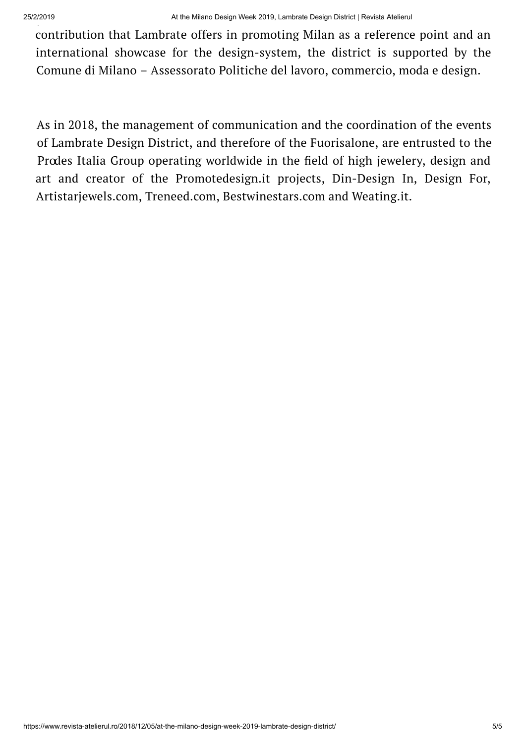contribution that Lambrate offers in promoting Milan as a reference point and an international showcase for the design-system, the district is supported by the Comune di Milano – Assessorato Politiche del lavoro, commercio, moda e design.

As in 2018, the management of communication and the coordination of the events of Lambrate Design District, and therefore of the Fuorisalone, are entrusted to the Prodes Italia Group operating worldwide in the field of high jewelery, design and art and creator of the Promotedesign.it projects, Din-Design In, Design For, Artistarjewels.com, Treneed.com, Bestwinestars.com and Weating.it.